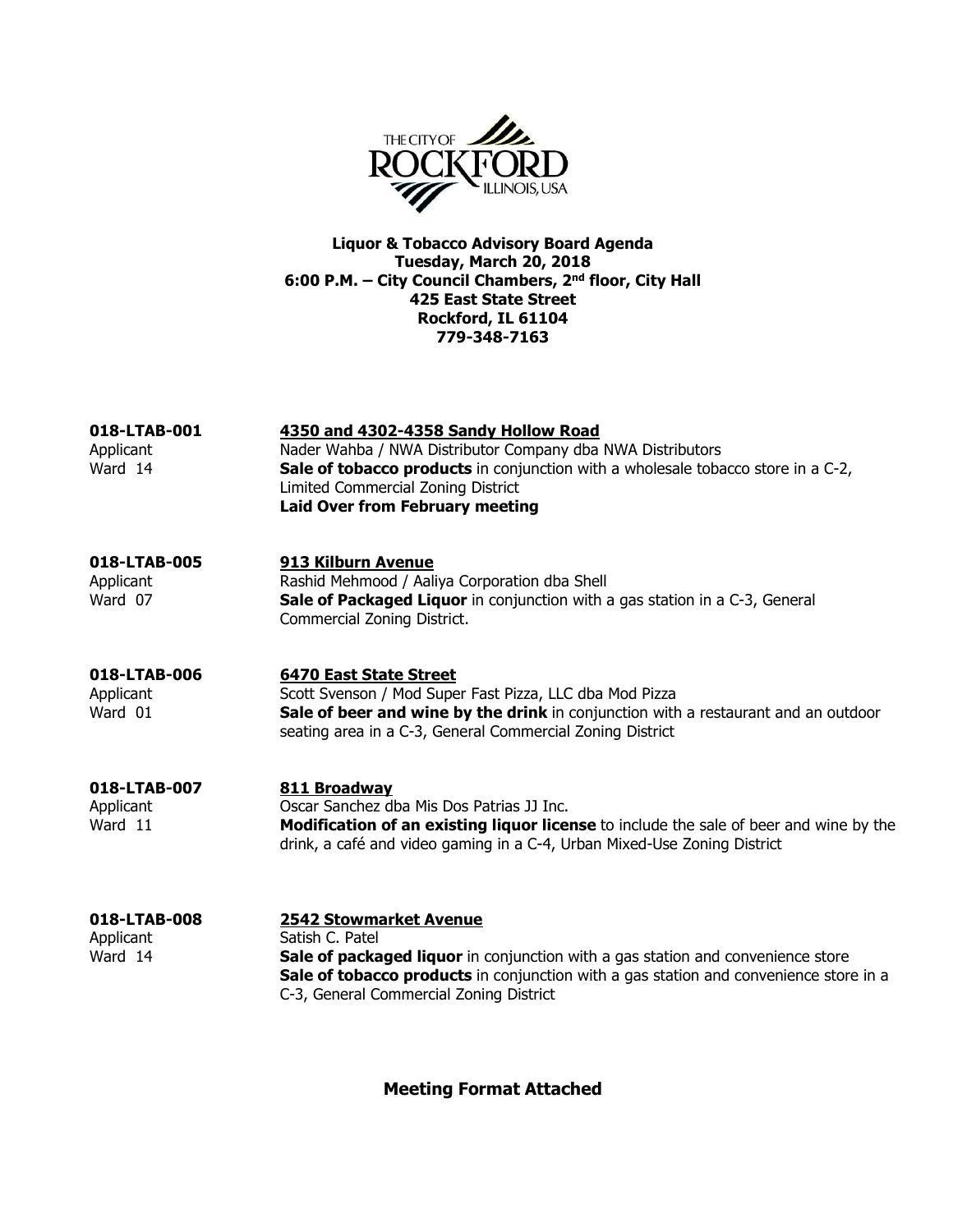# Liquor & Tobacco Advisory Board Agenda

**Tuesday, March 20, 2018**
**6:00 P.M. – City Council Chambers, 2nd floor, City Hall**
**425 East State Street**
**Rockford, IL 61104**
**779-348-7163**

---

**018-LTAB-001**
Applicant
Ward 14

**4350 and 4302-4358 Sandy Hollow Road**
Nader Wahba / NWA Distributor Company dba NWA Distributors
**Sale of tobacco products** in conjunction with a wholesale tobacco store in a C-2, Limited Commercial Zoning District
**Laid Over from February meeting**

---

**018-LTAB-005**
Applicant
Ward 07

**913 Kilburn Avenue**
Rashid Mehmood / Aaliya Corporation dba Shell
**Sale of Packaged Liquor** in conjunction with a gas station in a C-3, General Commercial Zoning District.

---

**018-LTAB-006**
Applicant
Ward 01

**6470 East State Street**
Scott Svenson / Mod Super Fast Pizza, LLC dba Mod Pizza
**Sale of beer and wine by the drink** in conjunction with a restaurant and an outdoor seating area in a C-3, General Commercial Zoning District

---

**018-LTAB-007**
Applicant
Ward 11

**811 Broadway**
Oscar Sanchez dba Mis Dos Patrias JJ Inc.
**Modification of an existing liquor license** to include the sale of beer and wine by the drink, a café and video gaming in a C-4, Urban Mixed-Use Zoning District

---

**018-LTAB-008**
Applicant
Ward 14

**2542 Stowmarket Avenue**
Satish C. Patel
**Sale of packaged liquor** in conjunction with a gas station and convenience store
**Sale of tobacco products** in conjunction with a gas station and convenience store in a C-3, General Commercial Zoning District

---

**Meeting Format Attached**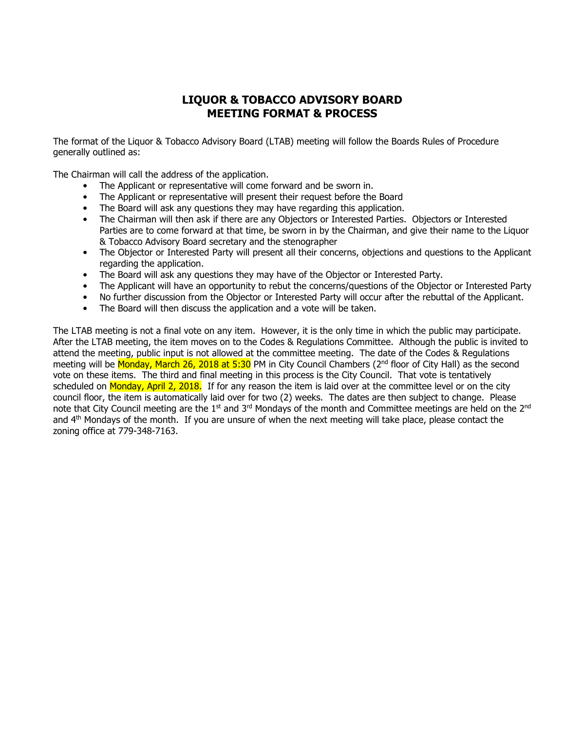# LIQUOR & TOBACCO ADVISORY BOARD
# MEETING FORMAT & PROCESS

The format of the Liquor & Tobacco Advisory Board (LTAB) meeting will follow the Boards Rules of Procedure generally outlined as:

The Chairman will call the address of the application.

- The Applicant or representative will come forward and be sworn in.
- The Applicant or representative will present their request before the Board
- The Board will ask any questions they may have regarding this application.
- The Chairman will then ask if there are any Objectors or Interested Parties. Objectors or Interested Parties are to come forward at that time, be sworn in by the Chairman, and give their name to the Liquor & Tobacco Advisory Board secretary and the stenographer
- The Objector or Interested Party will present all their concerns, objections and questions to the Applicant regarding the application.
- The Board will ask any questions they may have of the Objector or Interested Party.
- The Applicant will have an opportunity to rebut the concerns/questions of the Objector or Interested Party
- No further discussion from the Objector or Interested Party will occur after the rebuttal of the Applicant.
- The Board will then discuss the application and a vote will be taken.

The LTAB meeting is not a final vote on any item. However, it is the only time in which the public may participate. After the LTAB meeting, the item moves on to the Codes & Regulations Committee. Although the public is invited to attend the meeting, public input is not allowed at the committee meeting. The date of the Codes & Regulations meeting will be Monday, March 26, 2018 at 5:30 PM in City Council Chambers (2nd floor of City Hall) as the second vote on these items. The third and final meeting in this process is the City Council. That vote is tentatively scheduled on Monday, April 2, 2018. If for any reason the item is laid over at the committee level or on the city council floor, the item is automatically laid over for two (2) weeks. The dates are then subject to change. Please note that City Council meeting are the 1st and 3rd Mondays of the month and Committee meetings are held on the 2nd and 4th Mondays of the month. If you are unsure of when the next meeting will take place, please contact the zoning office at 779-348-7163.